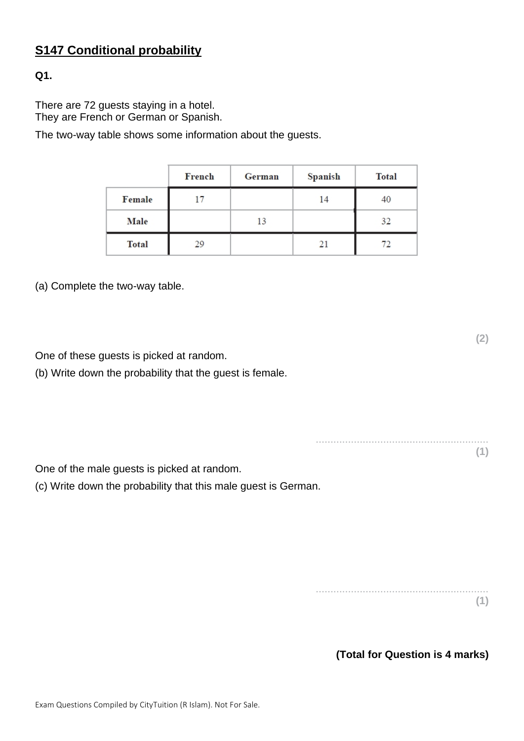## S147 Conditional probability

**Q1.**

There are 72 guests staying in a hotel.
They are French or German or Spanish.

The two-way table shows some information about the guests.

| | French | German | Spanish | Total |
|---|---|---|---|---|
| Female | 17 | | 14 | 40 |
| Male | | 13 | | 32 |
| Total | 29 | | 21 | 72 |

(a) Complete the two-way table.

**(2)**

One of these guests is picked at random.

(b) Write down the probability that the guest is female.

..........................................................

**(1)**

One of the male guests is picked at random.

(c) Write down the probability that this male guest is German.

..........................................................

**(1)**

**(Total for Question is 4 marks)**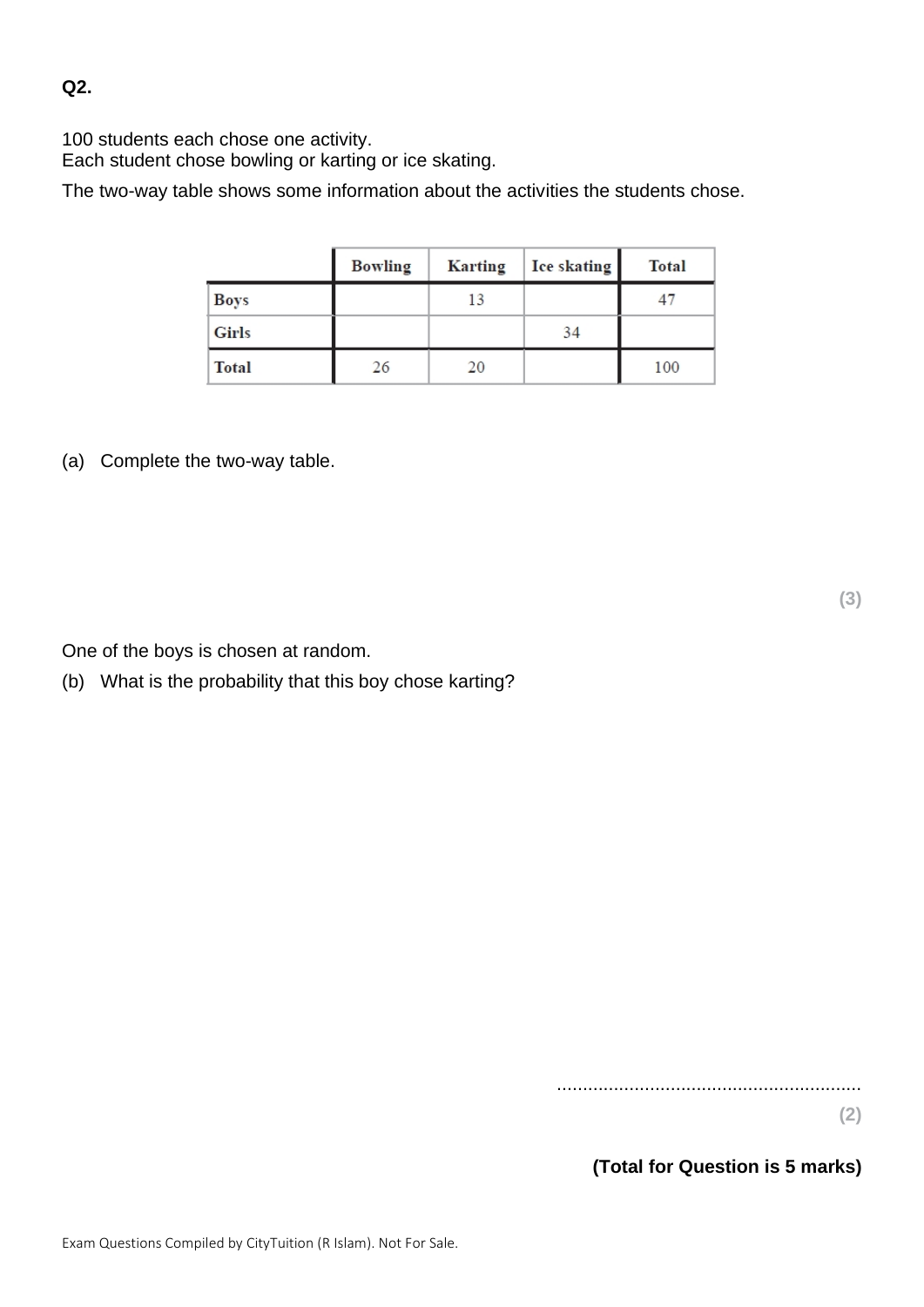**Q2.**

100 students each chose one activity.
Each student chose bowling or karting or ice skating.

The two-way table shows some information about the activities the students chose.

| | Bowling | Karting | Ice skating | Total |
|---|---|---|---|---|
| Boys | | 13 | | 47 |
| Girls | | | 34 | |
| Total | 26 | 20 | | 100 |

(a) Complete the two-way table.

**(3)**

One of the boys is chosen at random.

(b) What is the probability that this boy chose karting?

..........................................................

**(2)**

**(Total for Question is 5 marks)**

Exam Questions Compiled by CityTuition (R Islam). Not For Sale.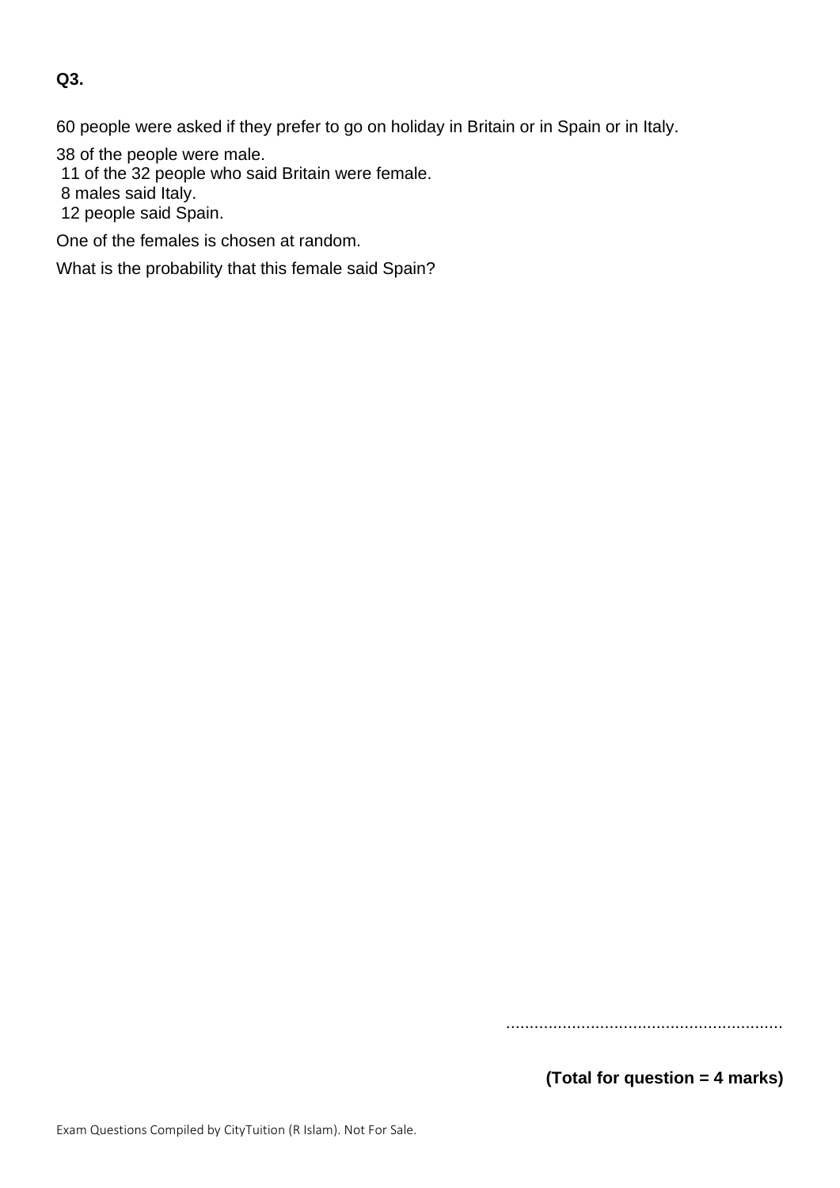**Q3.**

60 people were asked if they prefer to go on holiday in Britain or in Spain or in Italy.

38 of the people were male.
11 of the 32 people who said Britain were female.
8 males said Italy.
12 people said Spain.

One of the females is chosen at random.

What is the probability that this female said Spain?

..........................................................

**(Total for question = 4 marks)**

Exam Questions Compiled by CityTuition (R Islam). Not For Sale.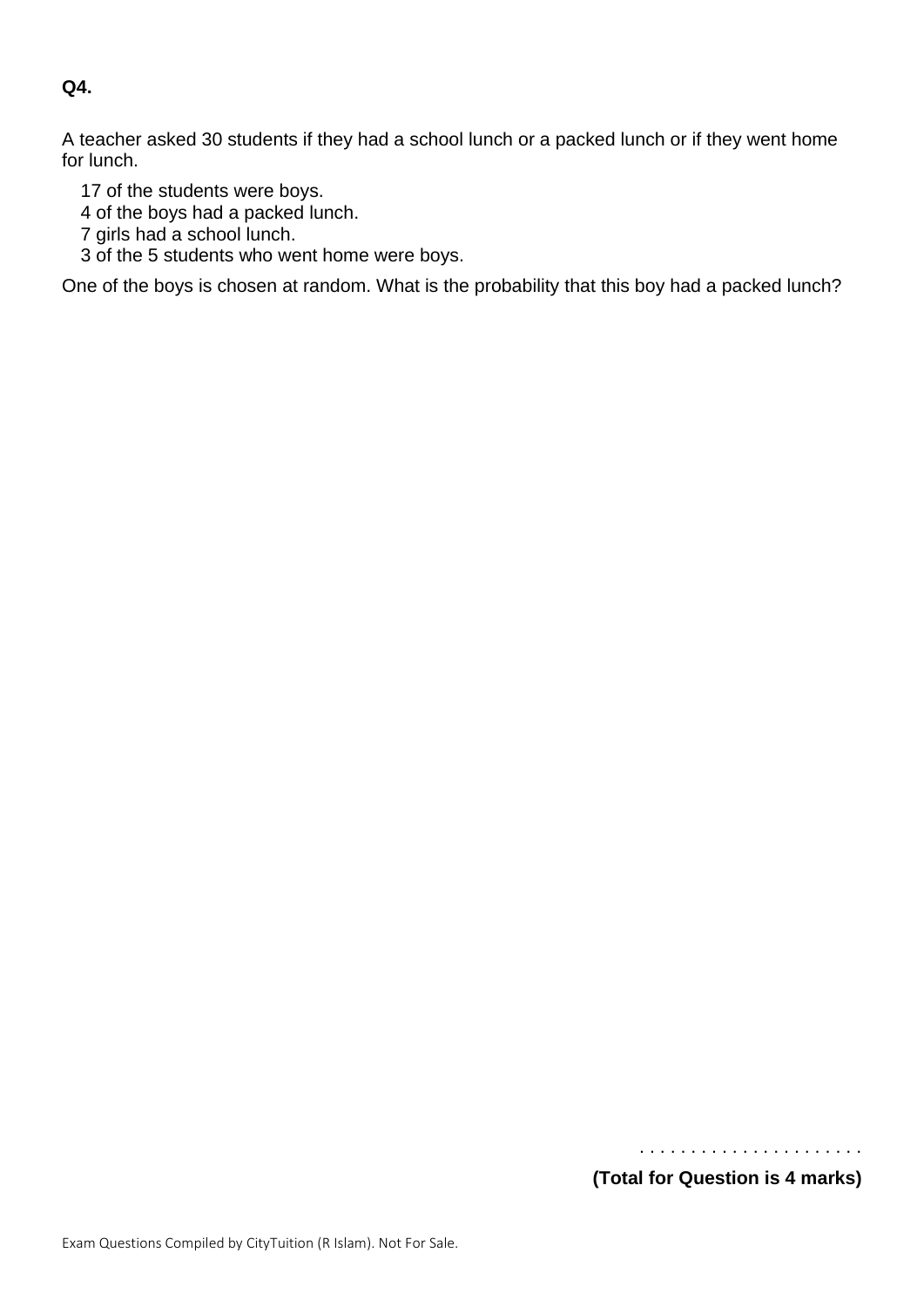**Q4.**

A teacher asked 30 students if they had a school lunch or a packed lunch or if they went home for lunch.

- 17 of the students were boys.
- 4 of the boys had a packed lunch.
- 7 girls had a school lunch.
- 3 of the 5 students who went home were boys.

One of the boys is chosen at random. What is the probability that this boy had a packed lunch?

. . . . . . . . . . . . . . . . . . . . .

**(Total for Question is 4 marks)**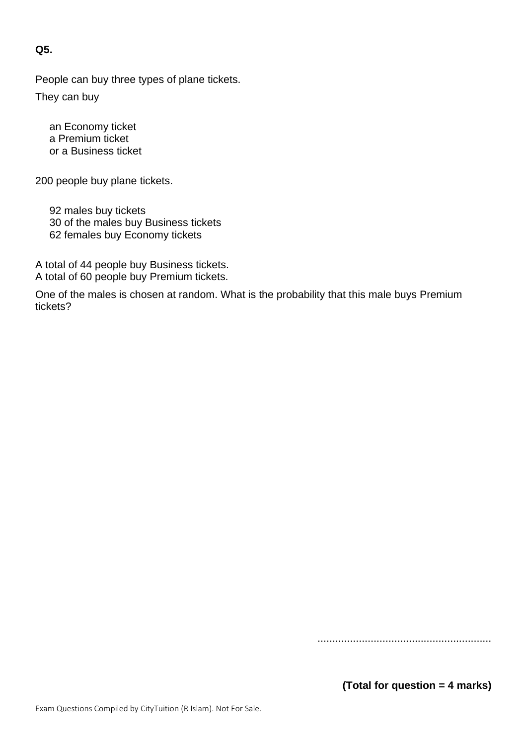**Q5.**

People can buy three types of plane tickets.

They can buy

an Economy ticket
a Premium ticket
or a Business ticket

200 people buy plane tickets.

92 males buy tickets
30 of the males buy Business tickets
62 females buy Economy tickets

A total of 44 people buy Business tickets.
A total of 60 people buy Premium tickets.

One of the males is chosen at random. What is the probability that this male buys Premium tickets?

..........................................................

**(Total for question = 4 marks)**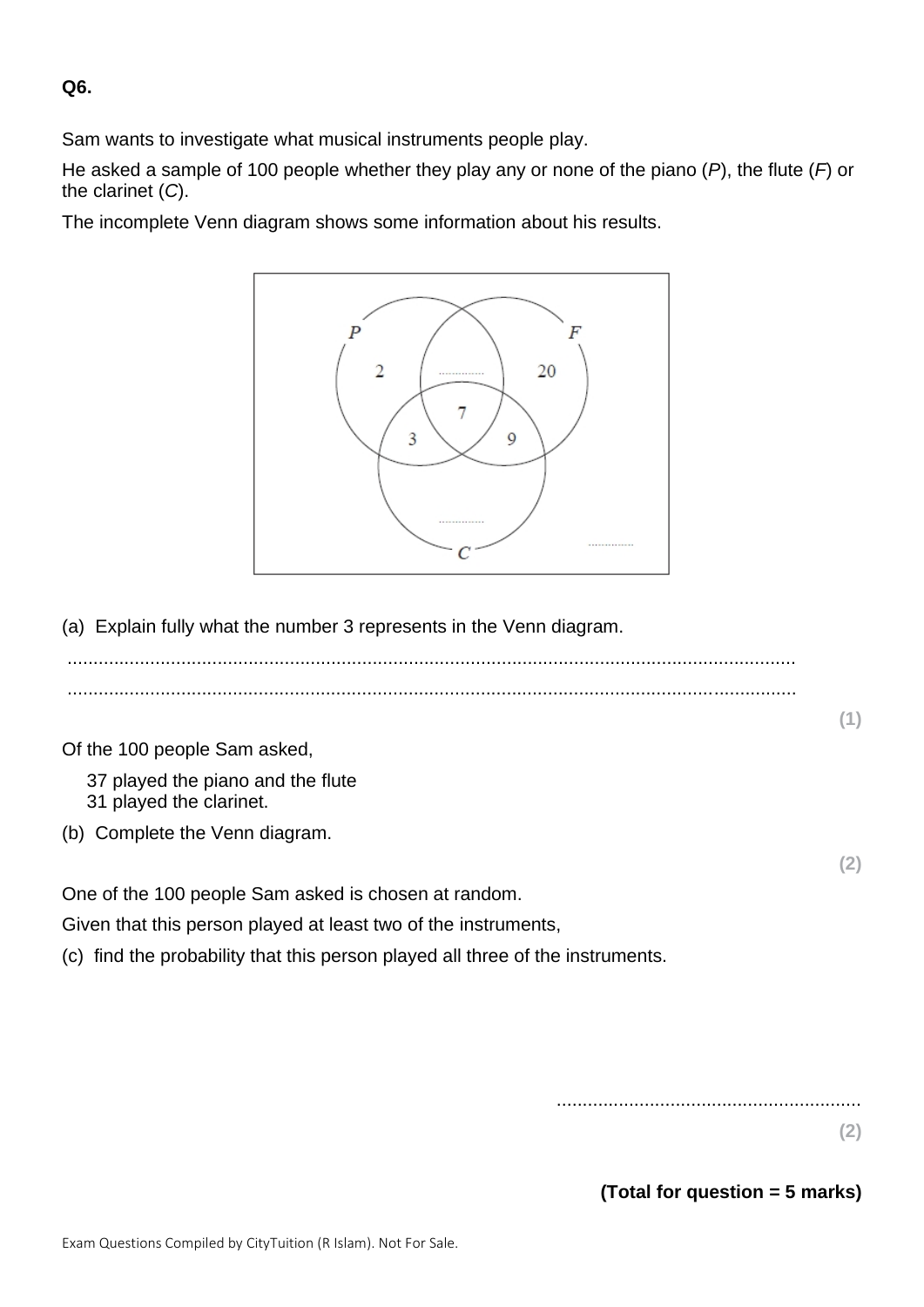**Q6.**

Sam wants to investigate what musical instruments people play.

He asked a sample of 100 people whether they play any or none of the piano ($P$), the flute ($F$) or the clarinet ($C$).

The incomplete Venn diagram shows some information about his results.

(a) Explain fully what the number 3 represents in the Venn diagram.

...........................................................................................................................................

...........................................................................................................................................

**(1)**

Of the 100 people Sam asked,

37 played the piano and the flute
31 played the clarinet.

(b) Complete the Venn diagram.

**(2)**

One of the 100 people Sam asked is chosen at random.

Given that this person played at least two of the instruments,

(c) find the probability that this person played all three of the instruments.

..........................................................

**(2)**

**(Total for question = 5 marks)**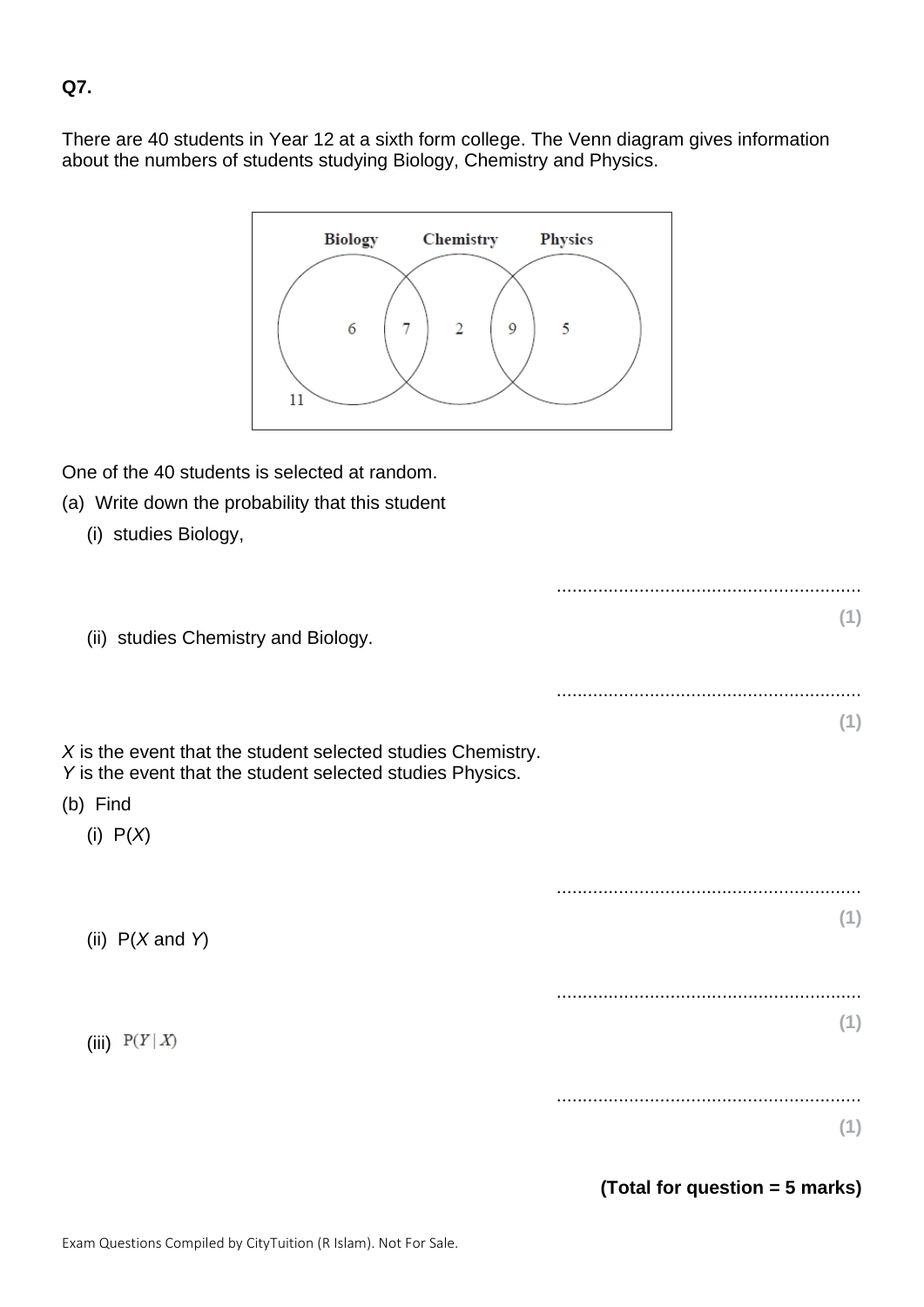**Q7.**

There are 40 students in Year 12 at a sixth form college. The Venn diagram gives information about the numbers of students studying Biology, Chemistry and Physics.

One of the 40 students is selected at random.

(a) Write down the probability that this student

(i) studies Biology,

..........................................................

**(1)**

(ii) studies Chemistry and Biology.

..........................................................

**(1)**

$X$ is the event that the student selected studies Chemistry.
$Y$ is the event that the student selected studies Physics.

(b) Find

(i) P($X$)

..........................................................

**(1)**

(ii) P($X$ and $Y$)

..........................................................

**(1)**

(iii) $P(Y \mid X)$

..........................................................

**(1)**

**(Total for question = 5 marks)**

Exam Questions Compiled by CityTuition (R Islam). Not For Sale.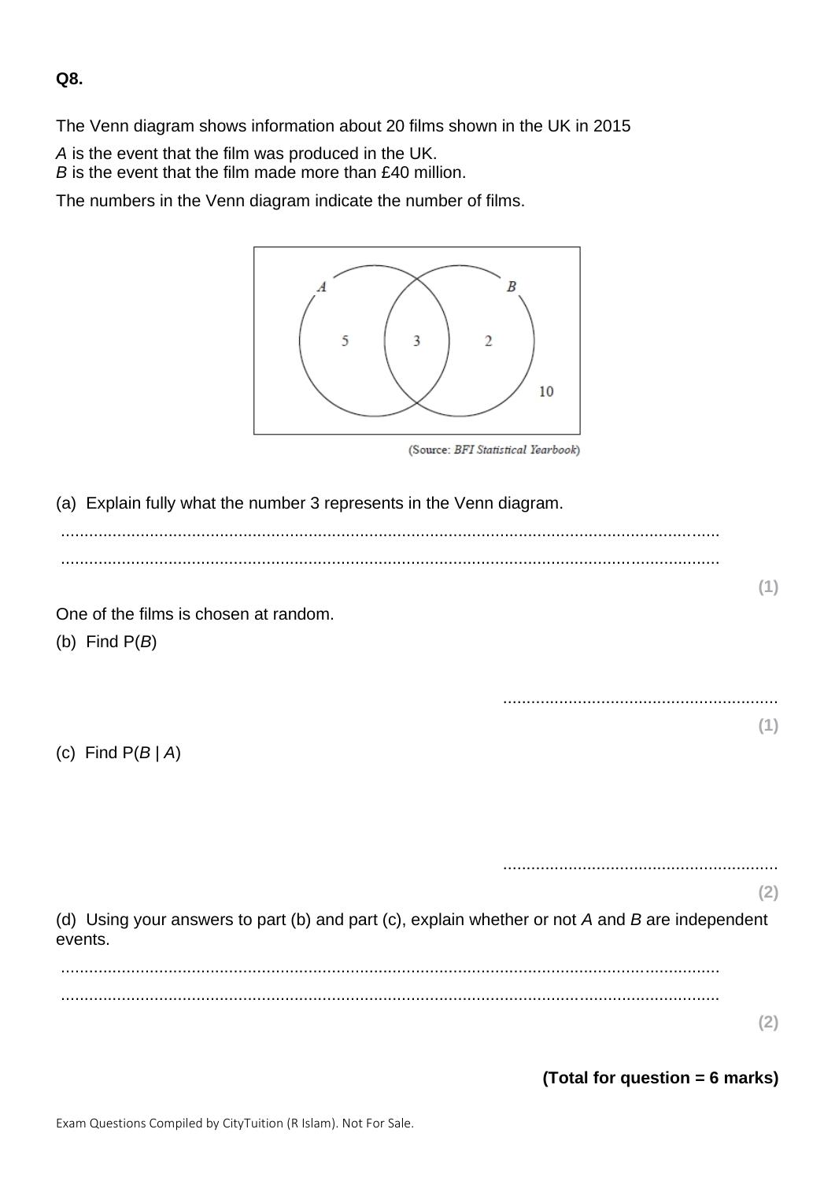**Q8.**

The Venn diagram shows information about 20 films shown in the UK in 2015

*A* is the event that the film was produced in the UK.
*B* is the event that the film made more than £40 million.

The numbers in the Venn diagram indicate the number of films.

A: 5, A∩B: 3, B: 2, outside: 10

(Source: *BFI Statistical Yearbook*)

(a) Explain fully what the number 3 represents in the Venn diagram.

..............................................................................................................................................

..............................................................................................................................................

**(1)**

One of the films is chosen at random.

(b) Find P(*B*)

..........................................................

**(1)**

(c) Find P(*B* | *A*)

..........................................................

**(2)**

(d) Using your answers to part (b) and part (c), explain whether or not *A* and *B* are independent events.

..............................................................................................................................................

..............................................................................................................................................

**(2)**

**(Total for question = 6 marks)**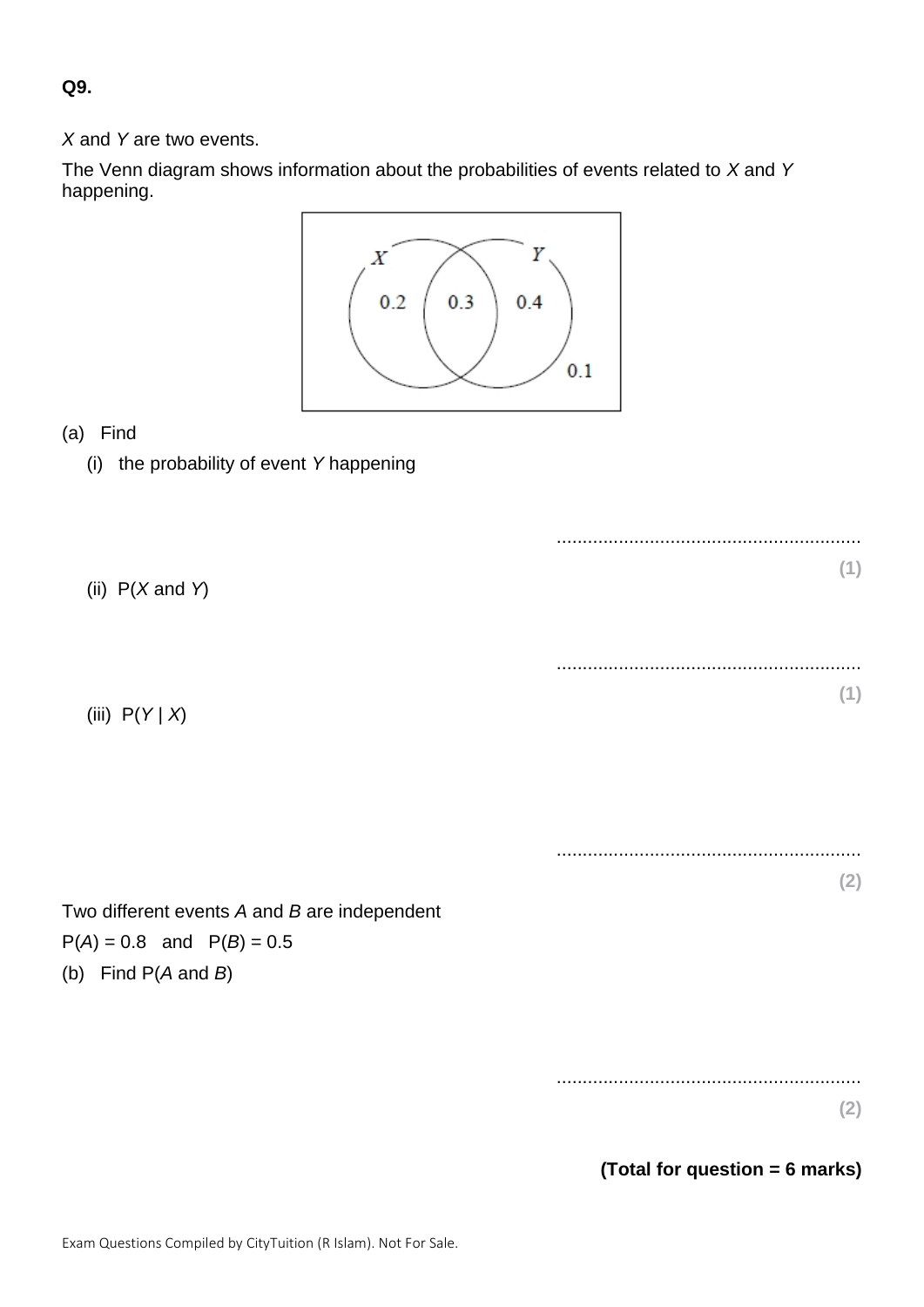**Q9.**

*X* and *Y* are two events.

The Venn diagram shows information about the probabilities of events related to *X* and *Y* happening.

X: 0.2 | X and Y: 0.3 | Y: 0.4 | outside: 0.1

(a) Find

(i) the probability of event *Y* happening

..........................................................
**(1)**

(ii) P(*X* and *Y*)

..........................................................
**(1)**

(iii) P(*Y* | *X*)

..........................................................
**(2)**

Two different events *A* and *B* are independent

P(*A*) = 0.8 and P(*B*) = 0.5

(b) Find P(*A* and *B*)

..........................................................
**(2)**

**(Total for question = 6 marks)**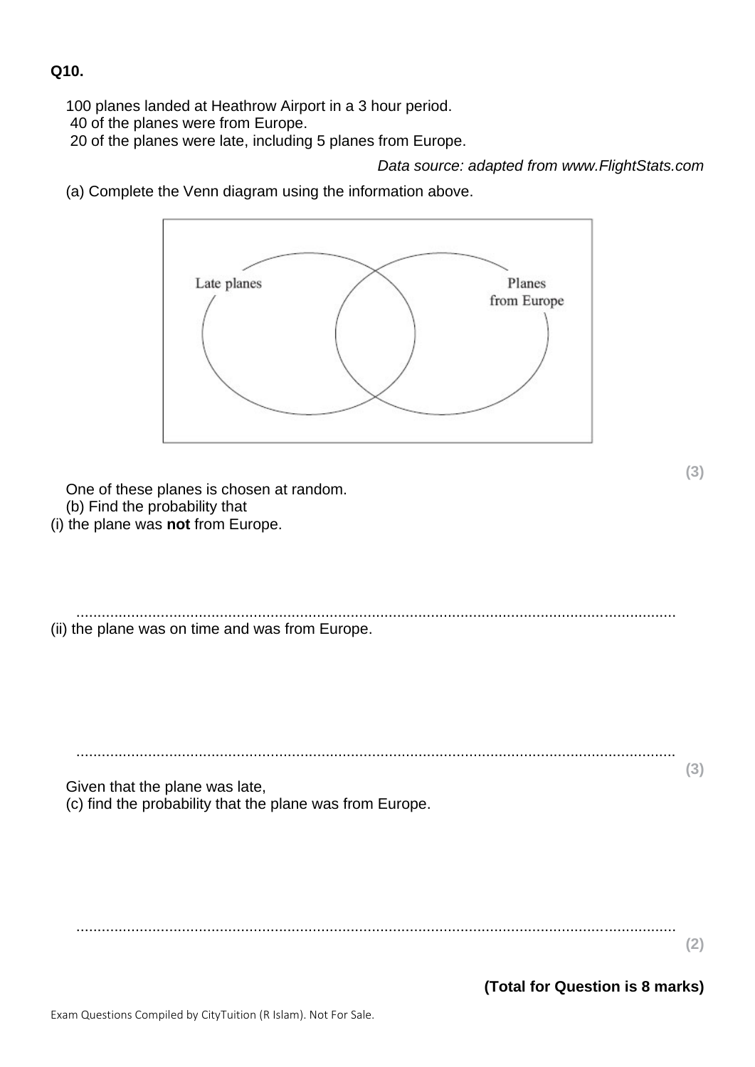**Q10.**

100 planes landed at Heathrow Airport in a 3 hour period.
40 of the planes were from Europe.
20 of the planes were late, including 5 planes from Europe.

*Data source: adapted from www.FlightStats.com*

(a) Complete the Venn diagram using the information above.

Late planes

Planes from Europe

**(3)**

One of these planes is chosen at random.

(b) Find the probability that

(i) the plane was **not** from Europe.

.............................................................................................................................................

(ii) the plane was on time and was from Europe.

.............................................................................................................................................

**(3)**

Given that the plane was late,

(c) find the probability that the plane was from Europe.

.............................................................................................................................................

**(2)**

**(Total for Question is 8 marks)**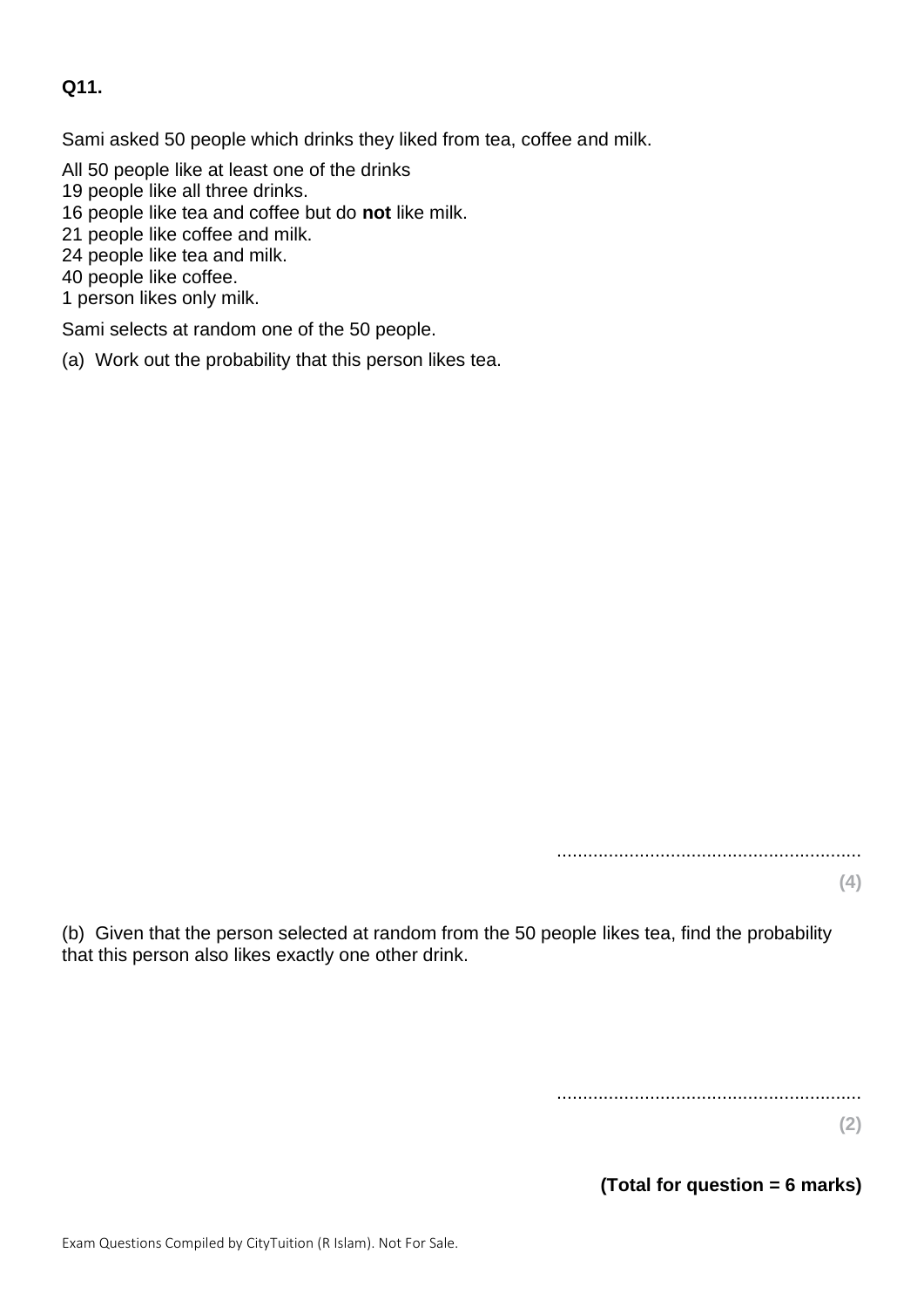**Q11.**

Sami asked 50 people which drinks they liked from tea, coffee and milk.

All 50 people like at least one of the drinks
19 people like all three drinks.
16 people like tea and coffee but do **not** like milk.
21 people like coffee and milk.
24 people like tea and milk.
40 people like coffee.
1 person likes only milk.

Sami selects at random one of the 50 people.

(a) Work out the probability that this person likes tea.

..........................................................

**(4)**

(b) Given that the person selected at random from the 50 people likes tea, find the probability that this person also likes exactly one other drink.

..........................................................

**(2)**

**(Total for question = 6 marks)**

Exam Questions Compiled by CityTuition (R Islam). Not For Sale.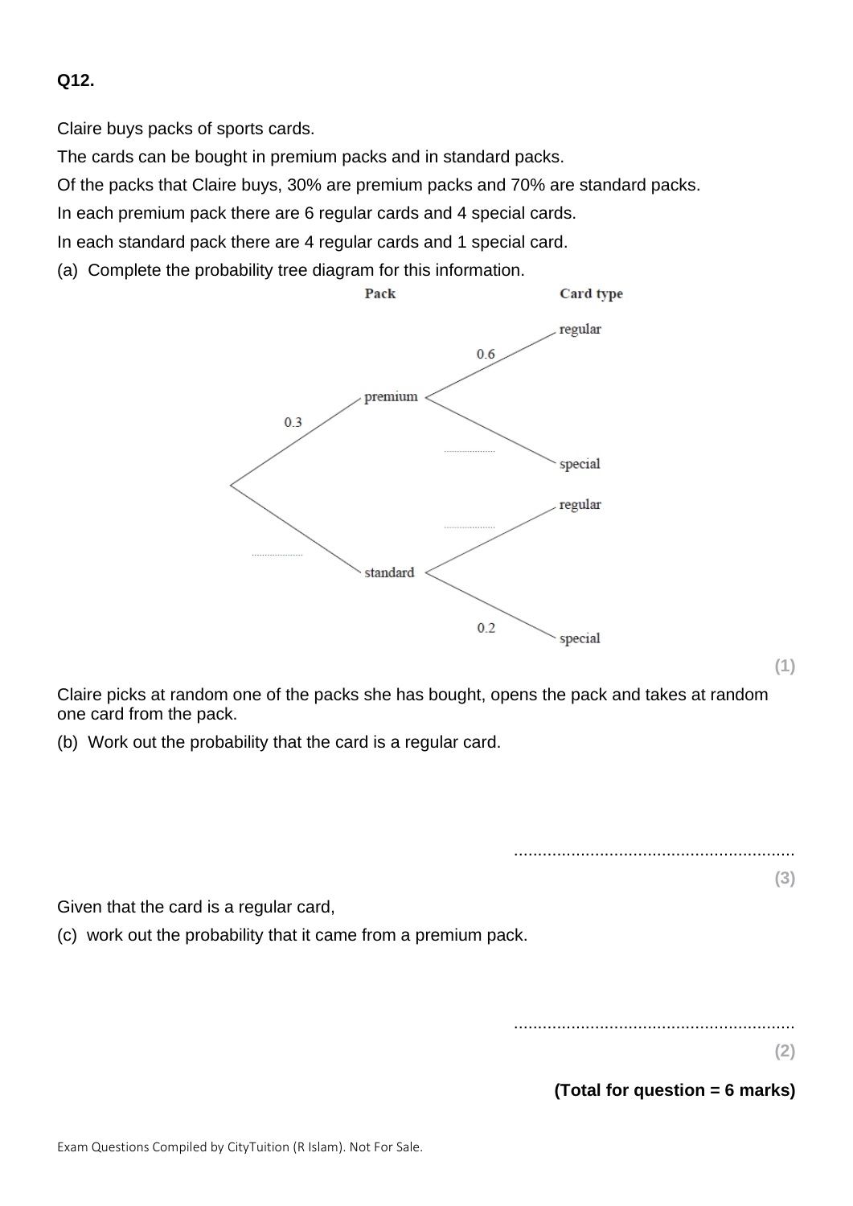**Q12.**

Claire buys packs of sports cards.

The cards can be bought in premium packs and in standard packs.

Of the packs that Claire buys, 30% are premium packs and 70% are standard packs.

In each premium pack there are 6 regular cards and 4 special cards.

In each standard pack there are 4 regular cards and 1 special card.

(a) Complete the probability tree diagram for this information.

Pack — Card type

- premium: 0.3
  - regular: 0.6
  - special: ..................
- standard: ..................
  - regular: ..................
  - special: 0.2

**(1)**

Claire picks at random one of the packs she has bought, opens the pack and takes at random one card from the pack.

(b) Work out the probability that the card is a regular card.

..........................................................

**(3)**

Given that the card is a regular card,

(c) work out the probability that it came from a premium pack.

..........................................................

**(2)**

**(Total for question = 6 marks)**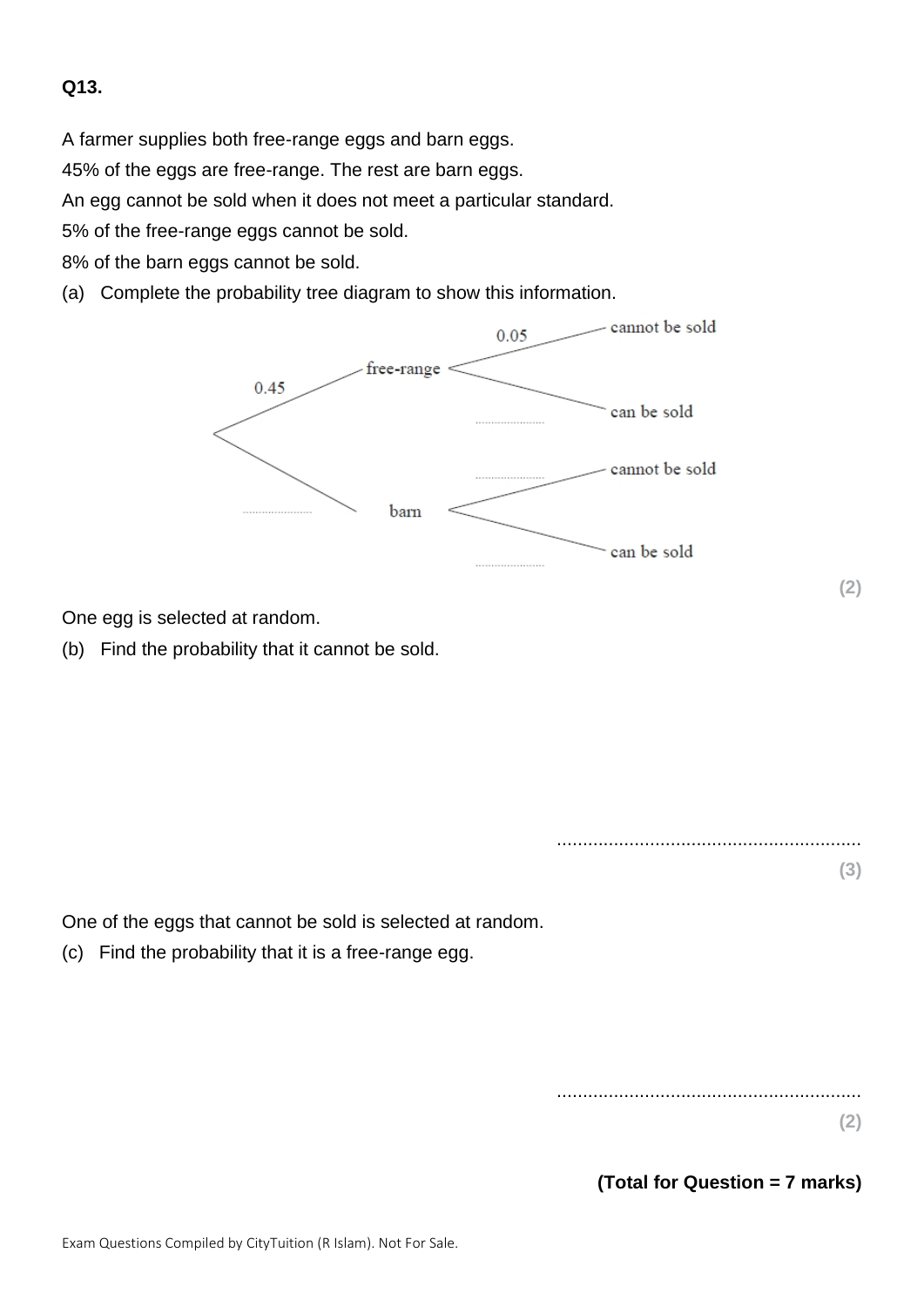**Q13.**

A farmer supplies both free-range eggs and barn eggs.

45% of the eggs are free-range. The rest are barn eggs.

An egg cannot be sold when it does not meet a particular standard.

5% of the free-range eggs cannot be sold.

8% of the barn eggs cannot be sold.

(a) Complete the probability tree diagram to show this information.

0.45 — free-range
0.05 — cannot be sold
.................. — can be sold
.................. — barn
.................. — cannot be sold
.................. — can be sold

**(2)**

One egg is selected at random.

(b) Find the probability that it cannot be sold.

..........................................................

**(3)**

One of the eggs that cannot be sold is selected at random.

(c) Find the probability that it is a free-range egg.

..........................................................

**(2)**

**(Total for Question = 7 marks)**